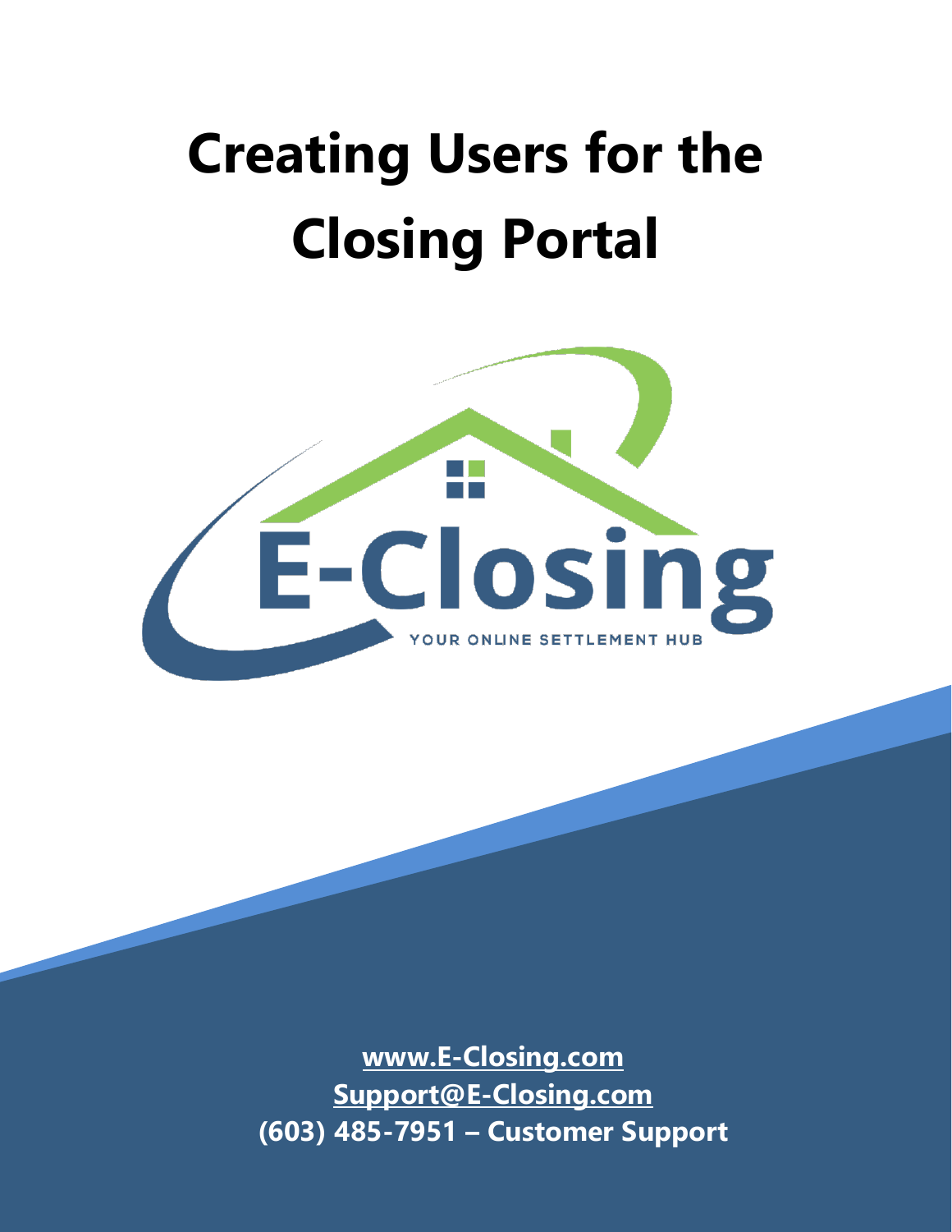# Creating Users for the Closing Portal

E-Closing

YOUR ONLINE SETTLEMENT HUB

**[www.E-Closing.com](http://www.E-Closing.com)**
**[Support@E-Closing.com](mailto:Support@E-Closing.com)**
**(603) 485-7951 – Customer Support**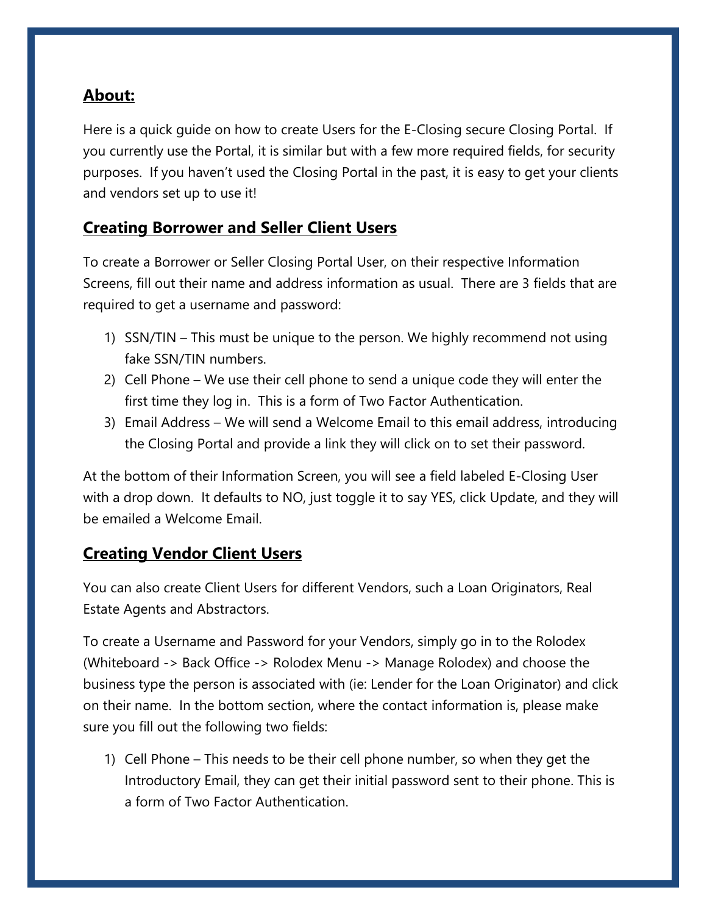## About:

Here is a quick guide on how to create Users for the E-Closing secure Closing Portal. If you currently use the Portal, it is similar but with a few more required fields, for security purposes. If you haven't used the Closing Portal in the past, it is easy to get your clients and vendors set up to use it!

## Creating Borrower and Seller Client Users

To create a Borrower or Seller Closing Portal User, on their respective Information Screens, fill out their name and address information as usual. There are 3 fields that are required to get a username and password:

1) SSN/TIN – This must be unique to the person. We highly recommend not using fake SSN/TIN numbers.
2) Cell Phone – We use their cell phone to send a unique code they will enter the first time they log in. This is a form of Two Factor Authentication.
3) Email Address – We will send a Welcome Email to this email address, introducing the Closing Portal and provide a link they will click on to set their password.

At the bottom of their Information Screen, you will see a field labeled E-Closing User with a drop down. It defaults to NO, just toggle it to say YES, click Update, and they will be emailed a Welcome Email.

## Creating Vendor Client Users

You can also create Client Users for different Vendors, such a Loan Originators, Real Estate Agents and Abstractors.

To create a Username and Password for your Vendors, simply go in to the Rolodex (Whiteboard -> Back Office -> Rolodex Menu -> Manage Rolodex) and choose the business type the person is associated with (ie: Lender for the Loan Originator) and click on their name. In the bottom section, where the contact information is, please make sure you fill out the following two fields:

1) Cell Phone – This needs to be their cell phone number, so when they get the Introductory Email, they can get their initial password sent to their phone. This is a form of Two Factor Authentication.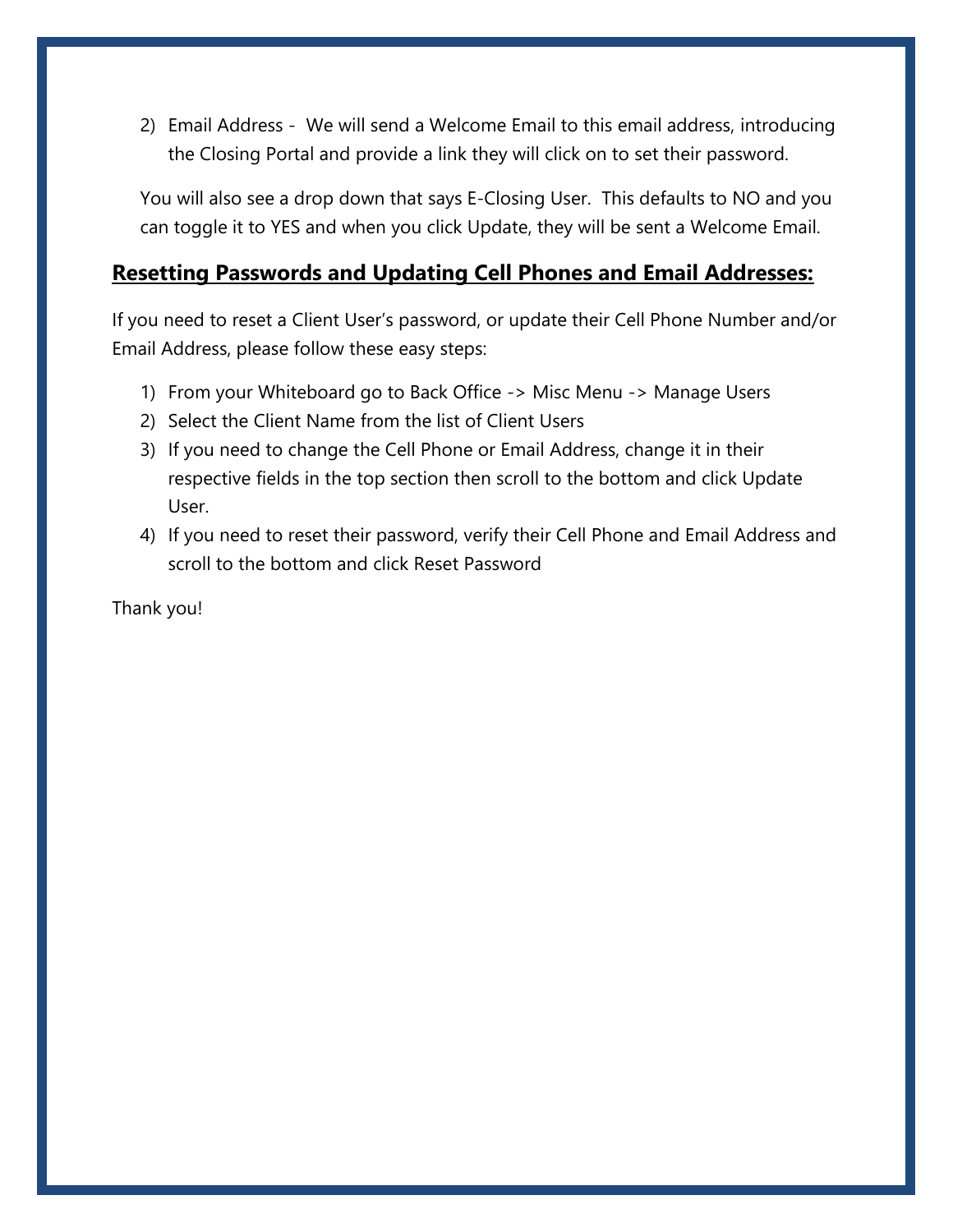2) Email Address - We will send a Welcome Email to this email address, introducing the Closing Portal and provide a link they will click on to set their password.

You will also see a drop down that says E-Closing User. This defaults to NO and you can toggle it to YES and when you click Update, they will be sent a Welcome Email.

## **Resetting Passwords and Updating Cell Phones and Email Addresses:**

If you need to reset a Client User's password, or update their Cell Phone Number and/or Email Address, please follow these easy steps:

1) From your Whiteboard go to Back Office -> Misc Menu -> Manage Users
2) Select the Client Name from the list of Client Users
3) If you need to change the Cell Phone or Email Address, change it in their respective fields in the top section then scroll to the bottom and click Update User.
4) If you need to reset their password, verify their Cell Phone and Email Address and scroll to the bottom and click Reset Password

Thank you!